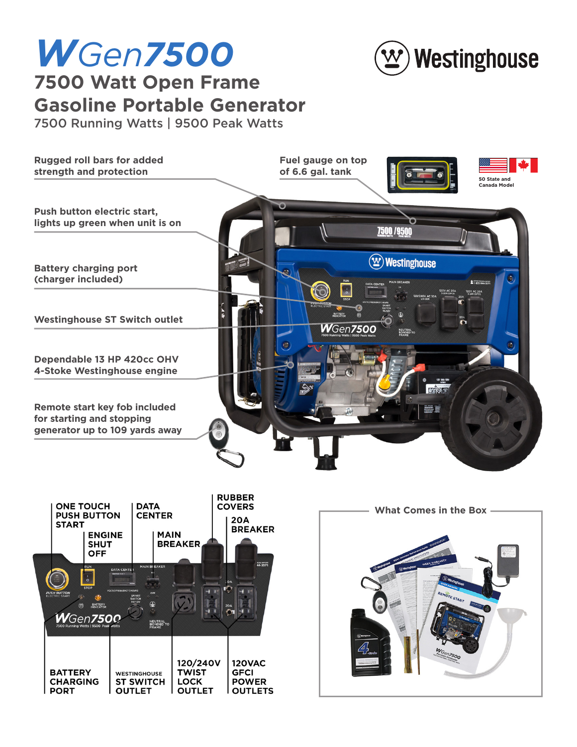# WGen7500

## 7500 Watt Open Frame Gasoline Portable Generator

7500 Running Watts | 9500 Peak Watts

Westinghouse

- Rugged roll bars for added strength and protection
- Fuel gauge on top of 6.6 gal. tank
- 50 State and Canada Model
- Push button electric start, lights up green when unit is on
- Battery charging port (charger included)
- Westinghouse ST Switch outlet
- Dependable 13 HP 420cc OHV 4-Stoke Westinghouse engine
- Remote start key fob included for starting and stopping generator up to 109 yards away

### Control Panel

- ONE TOUCH PUSH BUTTON START
- ENGINE SHUT OFF
- DATA CENTER
- MAIN BREAKER
- RUBBER COVERS
- 20A BREAKER
- BATTERY CHARGING PORT
- WESTINGHOUSE ST SWITCH OUTLET
- 120/240V TWIST LOCK OUTLET
- 120VAC GFCI POWER OUTLETS

### What Comes in the Box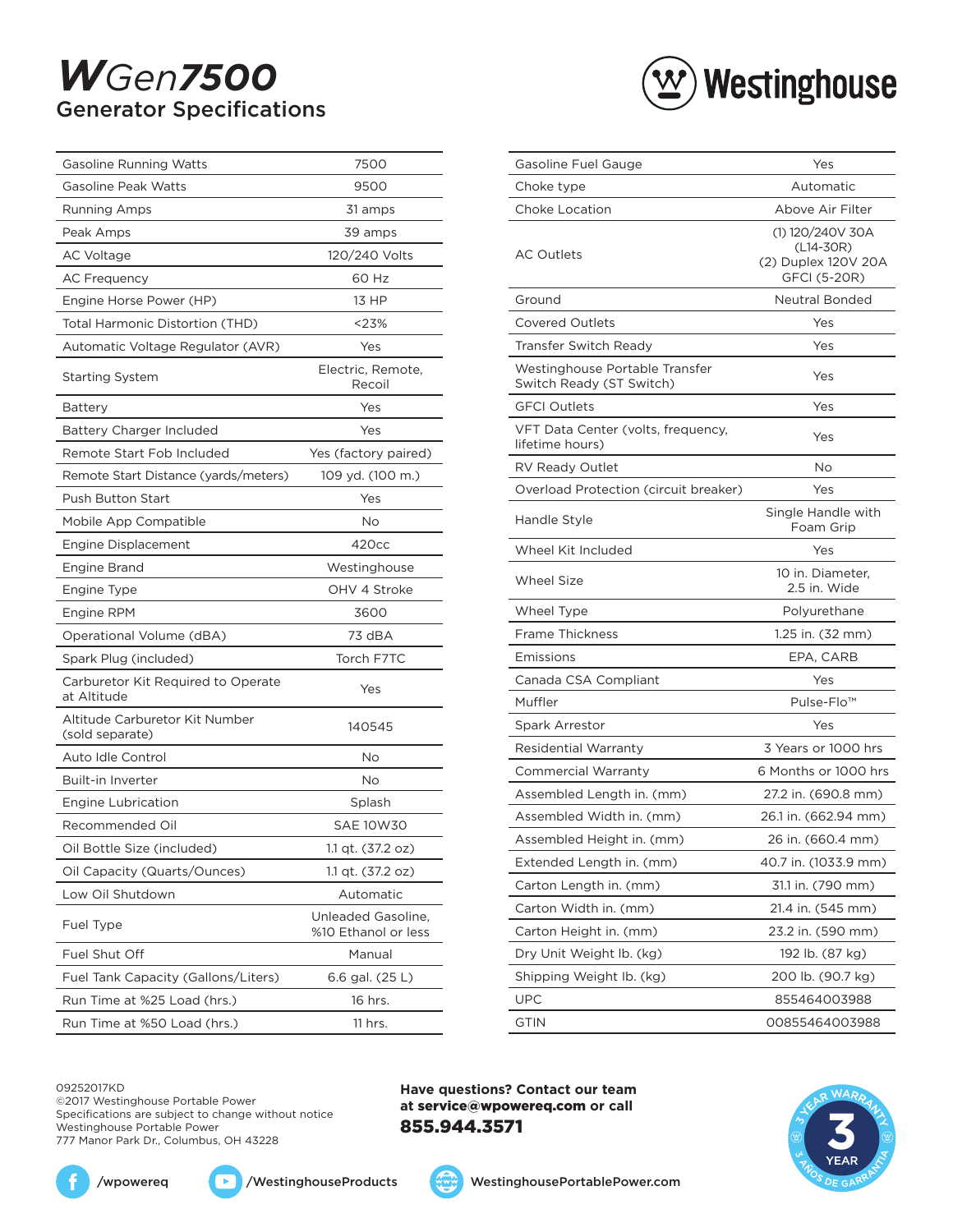# WGen7500

## Generator Specifications

Westinghouse

| | |
|---|---|
| Gasoline Running Watts | 7500 |
| Gasoline Peak Watts | 9500 |
| Running Amps | 31 amps |
| Peak Amps | 39 amps |
| AC Voltage | 120/240 Volts |
| AC Frequency | 60 Hz |
| Engine Horse Power (HP) | 13 HP |
| Total Harmonic Distortion (THD) | <23% |
| Automatic Voltage Regulator (AVR) | Yes |
| Starting System | Electric, Remote, Recoil |
| Battery | Yes |
| Battery Charger Included | Yes |
| Remote Start Fob Included | Yes (factory paired) |
| Remote Start Distance (yards/meters) | 109 yd. (100 m.) |
| Push Button Start | Yes |
| Mobile App Compatible | No |
| Engine Displacement | 420cc |
| Engine Brand | Westinghouse |
| Engine Type | OHV 4 Stroke |
| Engine RPM | 3600 |
| Operational Volume (dBA) | 73 dBA |
| Spark Plug (included) | Torch F7TC |
| Carburetor Kit Required to Operate at Altitude | Yes |
| Altitude Carburetor Kit Number (sold separate) | 140545 |
| Auto Idle Control | No |
| Built-in Inverter | No |
| Engine Lubrication | Splash |
| Recommended Oil | SAE 10W30 |
| Oil Bottle Size (included) | 1.1 qt. (37.2 oz) |
| Oil Capacity (Quarts/Ounces) | 1.1 qt. (37.2 oz) |
| Low Oil Shutdown | Automatic |
| Fuel Type | Unleaded Gasoline, %10 Ethanol or less |
| Fuel Shut Off | Manual |
| Fuel Tank Capacity (Gallons/Liters) | 6.6 gal. (25 L) |
| Run Time at %25 Load (hrs.) | 16 hrs. |
| Run Time at %50 Load (hrs.) | 11 hrs. |

| | |
|---|---|
| Gasoline Fuel Gauge | Yes |
| Choke type | Automatic |
| Choke Location | Above Air Filter |
| AC Outlets | (1) 120/240V 30A (L14-30R) (2) Duplex 120V 20A GFCI (5-20R) |
| Ground | Neutral Bonded |
| Covered Outlets | Yes |
| Transfer Switch Ready | Yes |
| Westinghouse Portable Transfer Switch Ready (ST Switch) | Yes |
| GFCI Outlets | Yes |
| VFT Data Center (volts, frequency, lifetime hours) | Yes |
| RV Ready Outlet | No |
| Overload Protection (circuit breaker) | Yes |
| Handle Style | Single Handle with Foam Grip |
| Wheel Kit Included | Yes |
| Wheel Size | 10 in. Diameter, 2.5 in. Wide |
| Wheel Type | Polyurethane |
| Frame Thickness | 1.25 in. (32 mm) |
| Emissions | EPA, CARB |
| Canada CSA Compliant | Yes |
| Muffler | Pulse-Flo™ |
| Spark Arrestor | Yes |
| Residential Warranty | 3 Years or 1000 hrs |
| Commercial Warranty | 6 Months or 1000 hrs |
| Assembled Length in. (mm) | 27.2 in. (690.8 mm) |
| Assembled Width in. (mm) | 26.1 in. (662.94 mm) |
| Assembled Height in. (mm) | 26 in. (660.4 mm) |
| Extended Length in. (mm) | 40.7 in. (1033.9 mm) |
| Carton Length in. (mm) | 31.1 in. (790 mm) |
| Carton Width in. (mm) | 21.4 in. (545 mm) |
| Carton Height in. (mm) | 23.2 in. (590 mm) |
| Dry Unit Weight lb. (kg) | 192 lb. (87 kg) |
| Shipping Weight lb. (kg) | 200 lb. (90.7 kg) |
| UPC | 855464003988 |
| GTIN | 00855464003988 |

09252017KD
©2017 Westinghouse Portable Power
Specifications are subject to change without notice
Westinghouse Portable Power
777 Manor Park Dr., Columbus, OH 43228

**Have questions? Contact our team at service@wpowereq.com or call**
**855.944.3571**

3 YEAR WARRANTY — 3 AÑOS DE GARANTIA

/wpowereq /WestinghouseProducts WestinghousePortablePower.com